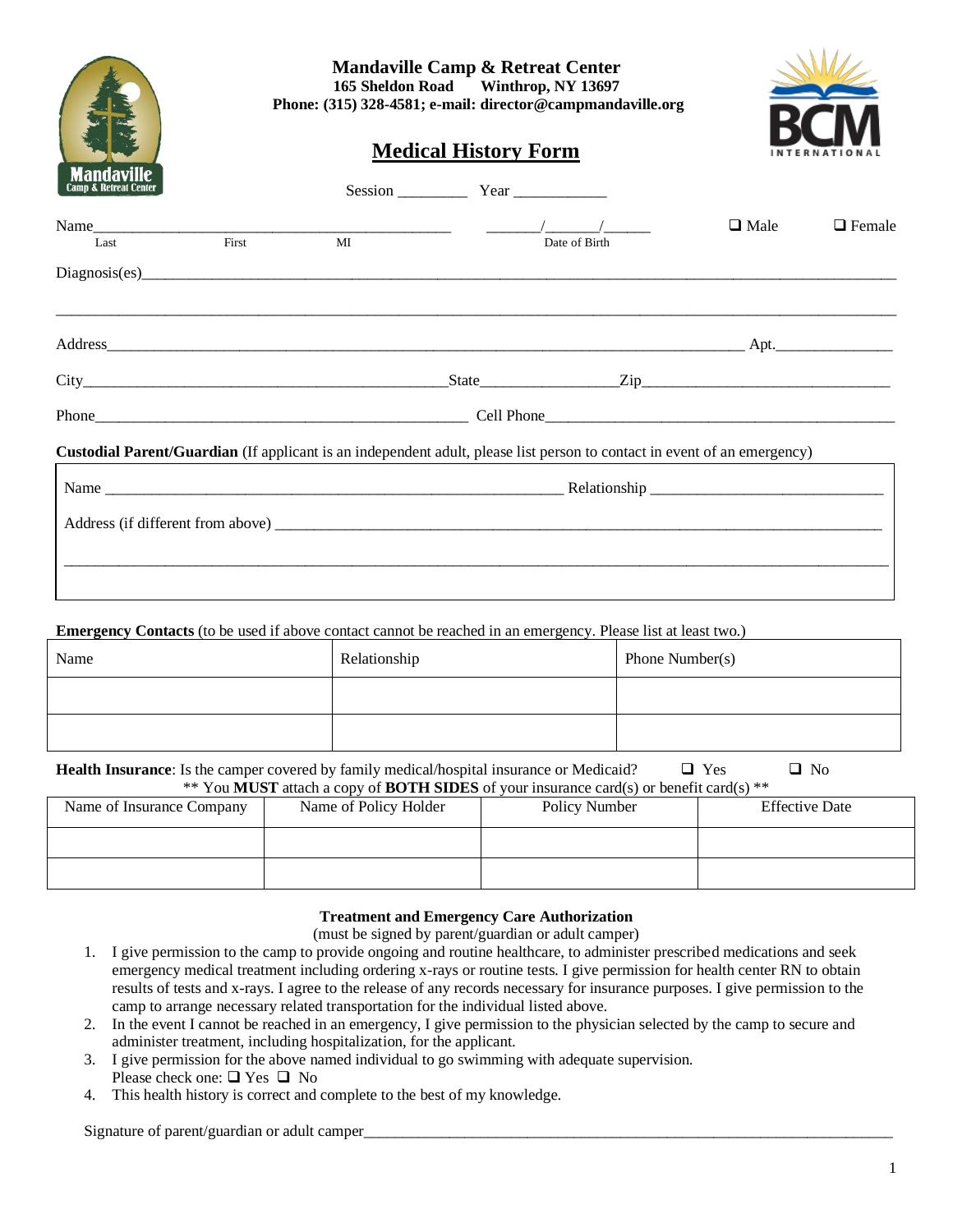**Mandaville Camp & Retreat Center**
**165 Sheldon Road Winthrop, NY 13697**
**Phone: (315) 328-4581; e-mail: director@campmandaville.org**

# Medical History Form

Session _________ Year ____________

Name_____________________________________________ ______/______/______ ❑ Male ❑ Female
Last First MI Date of Birth

Diagnosis(es)________________________________________________________________________________

______________________________________________________________________________________________

Address__________________________________________________________________________ Apt.______________

City_____________________________________________State________________Zip______________________________

Phone_______________________________________________ Cell Phone____________________________________________

**Custodial Parent/Guardian** (If applicant is an independent adult, please list person to contact in event of an emergency)

Name ___________________________________________________________ Relationship ____________________________

Address (if different from above) ____________________________________________________________________________

______________________________________________________________________________________________

**Emergency Contacts** (to be used if above contact cannot be reached in an emergency. Please list at least two.)

| Name | Relationship | Phone Number(s) |
|---|---|---|
| | | |
| | | |

**Health Insurance**: Is the camper covered by family medical/hospital insurance or Medicaid? ❑ Yes ❑ No

** You **MUST** attach a copy of **BOTH SIDES** of your insurance card(s) or benefit card(s) **

| Name of Insurance Company | Name of Policy Holder | Policy Number | Effective Date |
|---|---|---|---|
| | | | |
| | | | |

**Treatment and Emergency Care Authorization**
(must be signed by parent/guardian or adult camper)

1. I give permission to the camp to provide ongoing and routine healthcare, to administer prescribed medications and seek emergency medical treatment including ordering x-rays or routine tests. I give permission for health center RN to obtain results of tests and x-rays. I agree to the release of any records necessary for insurance purposes. I give permission to the camp to arrange necessary related transportation for the individual listed above.
2. In the event I cannot be reached in an emergency, I give permission to the physician selected by the camp to secure and administer treatment, including hospitalization, for the applicant.
3. I give permission for the above named individual to go swimming with adequate supervision.
   Please check one: ❑ Yes ❑ No
4. This health history is correct and complete to the best of my knowledge.

Signature of parent/guardian or adult camper_____________________________________________________________________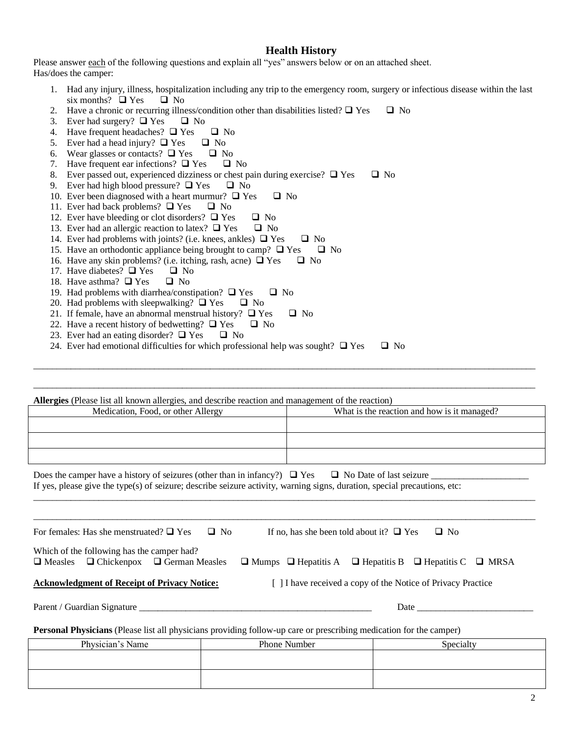## Health History

Please answer each of the following questions and explain all "yes" answers below or on an attached sheet.
Has/does the camper:

1. Had any injury, illness, hospitalization including any trip to the emergency room, surgery or infectious disease within the last six months? ❑ Yes ❑ No
2. Have a chronic or recurring illness/condition other than disabilities listed? ❑ Yes ❑ No
3. Ever had surgery? ❑ Yes ❑ No
4. Have frequent headaches? ❑ Yes ❑ No
5. Ever had a head injury? ❑ Yes ❑ No
6. Wear glasses or contacts? ❑ Yes ❑ No
7. Have frequent ear infections? ❑ Yes ❑ No
8. Ever passed out, experienced dizziness or chest pain during exercise? ❑ Yes ❑ No
9. Ever had high blood pressure? ❑ Yes ❑ No
10. Ever been diagnosed with a heart murmur? ❑ Yes ❑ No
11. Ever had back problems? ❑ Yes ❑ No
12. Ever have bleeding or clot disorders? ❑ Yes ❑ No
13. Ever had an allergic reaction to latex? ❑ Yes ❑ No
14. Ever had problems with joints? (i.e. knees, ankles) ❑ Yes ❑ No
15. Have an orthodontic appliance being brought to camp? ❑ Yes ❑ No
16. Have any skin problems? (i.e. itching, rash, acne) ❑ Yes ❑ No
17. Have diabetes? ❑ Yes ❑ No
18. Have asthma? ❑ Yes ❑ No
19. Had problems with diarrhea/constipation? ❑ Yes ❑ No
20. Had problems with sleepwalking? ❑ Yes ❑ No
21. If female, have an abnormal menstrual history? ❑ Yes ❑ No
22. Have a recent history of bedwetting? ❑ Yes ❑ No
23. Ever had an eating disorder? ❑ Yes ❑ No
24. Ever had emotional difficulties for which professional help was sought? ❑ Yes ❑ No

____________________________________________________________________________________________________

____________________________________________________________________________________________________

**Allergies** (Please list all known allergies, and describe reaction and management of the reaction)

| Medication, Food, or other Allergy | What is the reaction and how is it managed? |
|---|---|
| | |
| | |
| | |

Does the camper have a history of seizures (other than in infancy?) ❑ Yes ❑ No Date of last seizure ____________________
If yes, please give the type(s) of seizure; describe seizure activity, warning signs, duration, special precautions, etc:

____________________________________________________________________________________________________

____________________________________________________________________________________________________

For females: Has she menstruated? ❑ Yes ❑ No     If no, has she been told about it? ❑ Yes ❑ No

Which of the following has the camper had?
❑ Measles ❑ Chickenpox ❑ German Measles ❑ Mumps ❑ Hepatitis A ❑ Hepatitis B ❑ Hepatitis C ❑ MRSA

**Acknowledgment of Receipt of Privacy Notice:**     [ ] I have received a copy of the Notice of Privacy Practice

Parent / Guardian Signature ______________________________________________     Date _______________________

**Personal Physicians** (Please list all physicians providing follow-up care or prescribing medication for the camper)

| Physician's Name | Phone Number | Specialty |
|---|---|---|
| | | |
| | | |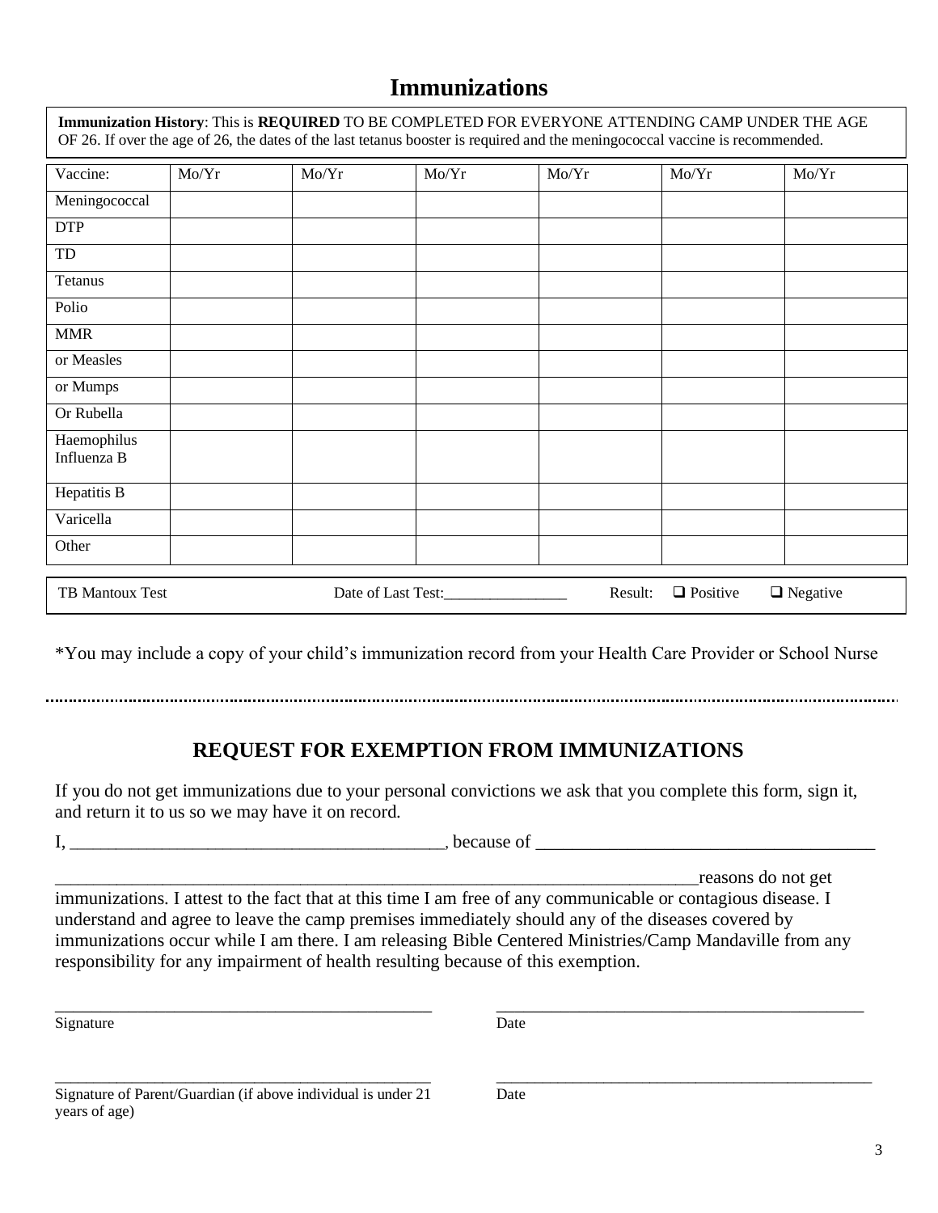# Immunizations

**Immunization History**: This is **REQUIRED** TO BE COMPLETED FOR EVERYONE ATTENDING CAMP UNDER THE AGE OF 26. If over the age of 26, the dates of the last tetanus booster is required and the meningococcal vaccine is recommended.

| Vaccine: | Mo/Yr | Mo/Yr | Mo/Yr | Mo/Yr | Mo/Yr | Mo/Yr |
|---|---|---|---|---|---|---|
| Meningococcal | | | | | | |
| DTP | | | | | | |
| TD | | | | | | |
| Tetanus | | | | | | |
| Polio | | | | | | |
| MMR | | | | | | |
| or Measles | | | | | | |
| or Mumps | | | | | | |
| Or Rubella | | | | | | |
| Haemophilus Influenza B | | | | | | |
| Hepatitis B | | | | | | |
| Varicella | | | | | | |
| Other | | | | | | |

TB Mantoux Test      Date of Last Test:________________      Result: ❑ Positive   ❑ Negative

*You may include a copy of your child's immunization record from your Health Care Provider or School Nurse

## REQUEST FOR EXEMPTION FROM IMMUNIZATIONS

If you do not get immunizations due to your personal convictions we ask that you complete this form, sign it, and return it to us so we may have it on record.

I, __________________________________________, because of _____________________________________

_________________________________________________________________________reasons do not get immunizations. I attest to the fact that at this time I am free of any communicable or contagious disease. I understand and agree to leave the camp premises immediately should any of the diseases covered by immunizations occur while I am there. I am releasing Bible Centered Ministries/Camp Mandaville from any responsibility for any impairment of health resulting because of this exemption.

_____________________________________________      _____________________________________________
Signature      Date

_____________________________________________      _____________________________________________
Signature of Parent/Guardian (if above individual is under 21 years of age)      Date